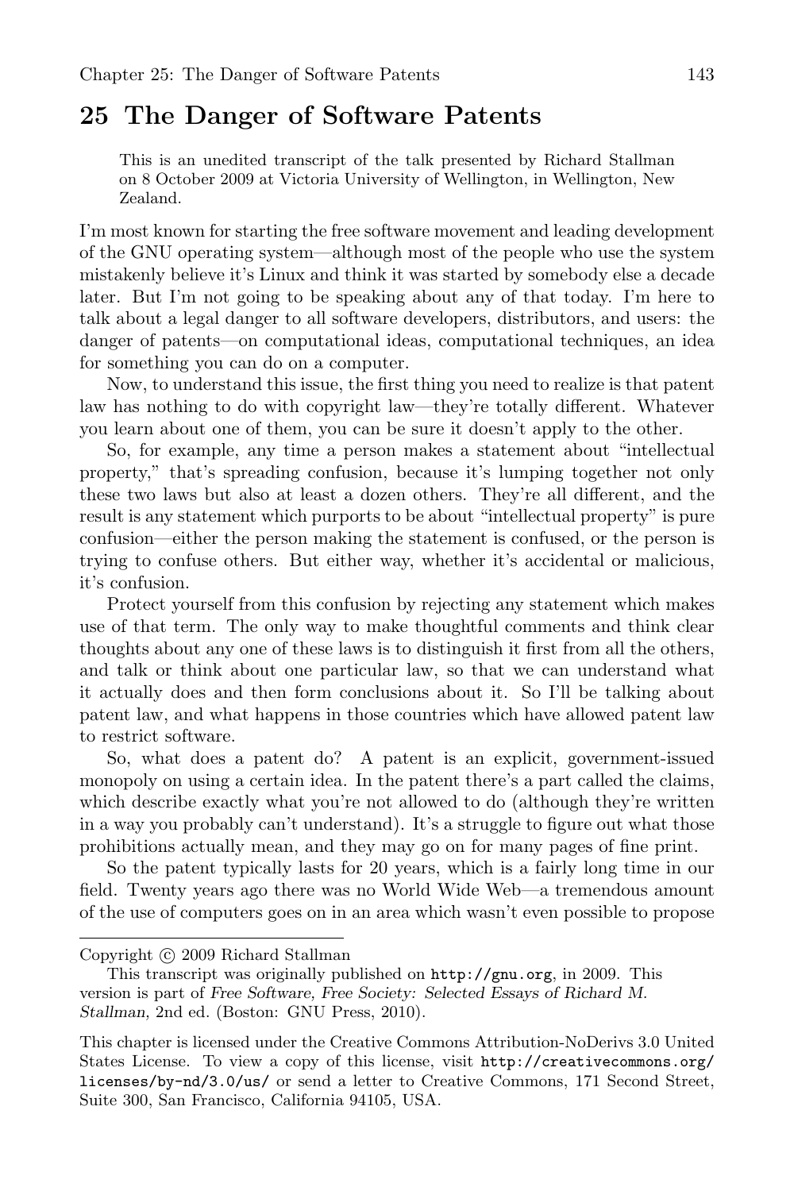# 25 The Danger of Software Patents

> This is an unedited transcript of the talk presented by Richard Stallman on 8 October 2009 at Victoria University of Wellington, in Wellington, New Zealand.

I'm most known for starting the free software movement and leading development of the GNU operating system—although most of the people who use the system mistakenly believe it's Linux and think it was started by somebody else a decade later. But I'm not going to be speaking about any of that today. I'm here to talk about a legal danger to all software developers, distributors, and users: the danger of patents—on computational ideas, computational techniques, an idea for something you can do on a computer.

Now, to understand this issue, the first thing you need to realize is that patent law has nothing to do with copyright law—they're totally different. Whatever you learn about one of them, you can be sure it doesn't apply to the other.

So, for example, any time a person makes a statement about "intellectual property," that's spreading confusion, because it's lumping together not only these two laws but also at least a dozen others. They're all different, and the result is any statement which purports to be about "intellectual property" is pure confusion—either the person making the statement is confused, or the person is trying to confuse others. But either way, whether it's accidental or malicious, it's confusion.

Protect yourself from this confusion by rejecting any statement which makes use of that term. The only way to make thoughtful comments and think clear thoughts about any one of these laws is to distinguish it first from all the others, and talk or think about one particular law, so that we can understand what it actually does and then form conclusions about it. So I'll be talking about patent law, and what happens in those countries which have allowed patent law to restrict software.

So, what does a patent do? A patent is an explicit, government-issued monopoly on using a certain idea. In the patent there's a part called the claims, which describe exactly what you're not allowed to do (although they're written in a way you probably can't understand). It's a struggle to figure out what those prohibitions actually mean, and they may go on for many pages of fine print.

So the patent typically lasts for 20 years, which is a fairly long time in our field. Twenty years ago there was no World Wide Web—a tremendous amount of the use of computers goes on in an area which wasn't even possible to propose

---

Copyright © 2009 Richard Stallman

This transcript was originally published on `http://gnu.org`, in 2009. This version is part of *Free Software, Free Society: Selected Essays of Richard M. Stallman,* 2nd ed. (Boston: GNU Press, 2010).

This chapter is licensed under the Creative Commons Attribution-NoDerivs 3.0 United States License. To view a copy of this license, visit `http://creativecommons.org/licenses/by-nd/3.0/us/` or send a letter to Creative Commons, 171 Second Street, Suite 300, San Francisco, California 94105, USA.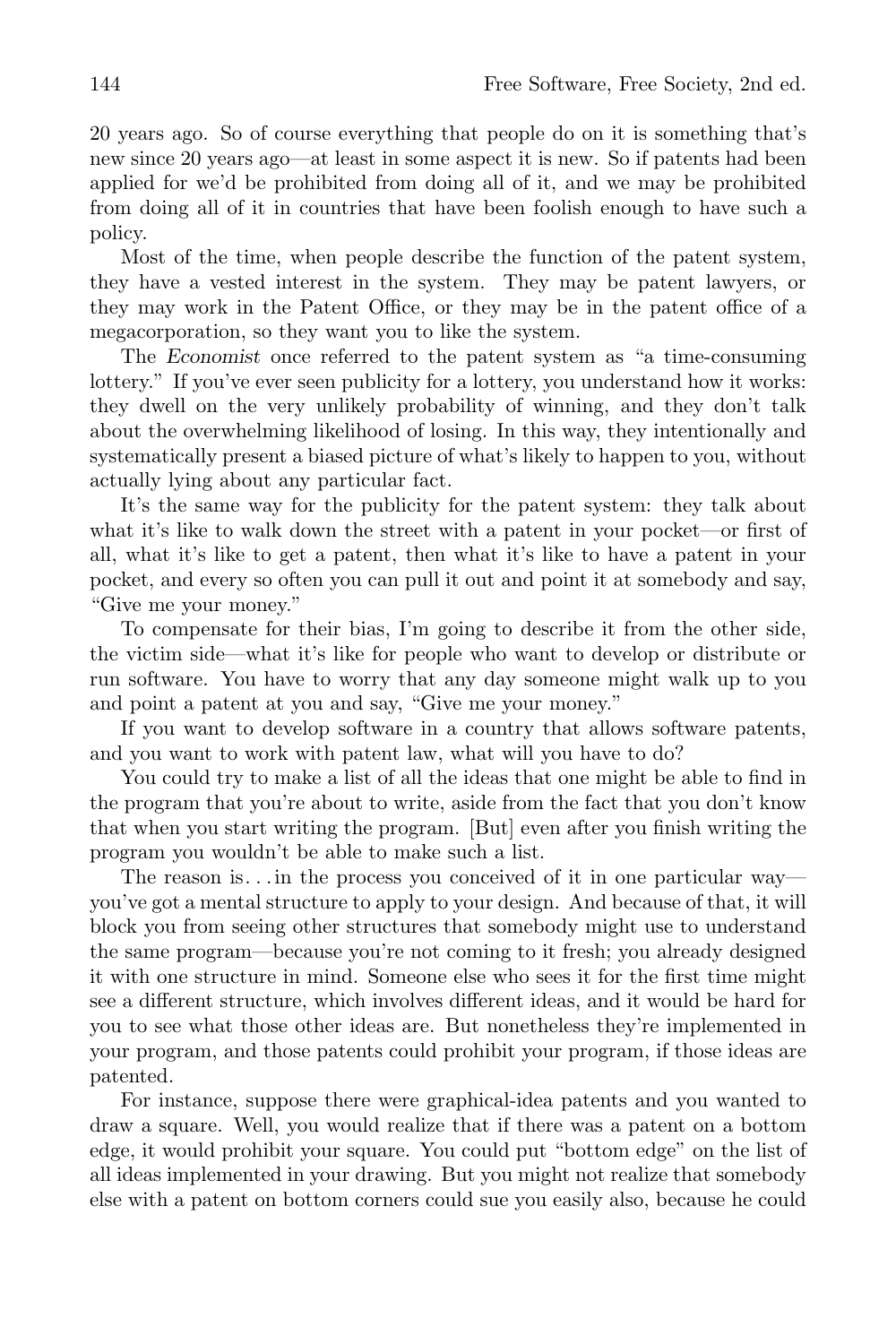20 years ago. So of course everything that people do on it is something that's new since 20 years ago—at least in some aspect it is new. So if patents had been applied for we'd be prohibited from doing all of it, and we may be prohibited from doing all of it in countries that have been foolish enough to have such a policy.

Most of the time, when people describe the function of the patent system, they have a vested interest in the system. They may be patent lawyers, or they may work in the Patent Office, or they may be in the patent office of a megacorporation, so they want you to like the system.

The *Economist* once referred to the patent system as "a time-consuming lottery." If you've ever seen publicity for a lottery, you understand how it works: they dwell on the very unlikely probability of winning, and they don't talk about the overwhelming likelihood of losing. In this way, they intentionally and systematically present a biased picture of what's likely to happen to you, without actually lying about any particular fact.

It's the same way for the publicity for the patent system: they talk about what it's like to walk down the street with a patent in your pocket—or first of all, what it's like to get a patent, then what it's like to have a patent in your pocket, and every so often you can pull it out and point it at somebody and say, "Give me your money."

To compensate for their bias, I'm going to describe it from the other side, the victim side—what it's like for people who want to develop or distribute or run software. You have to worry that any day someone might walk up to you and point a patent at you and say, "Give me your money."

If you want to develop software in a country that allows software patents, and you want to work with patent law, what will you have to do?

You could try to make a list of all the ideas that one might be able to find in the program that you're about to write, aside from the fact that you don't know that when you start writing the program. [But] even after you finish writing the program you wouldn't be able to make such a list.

The reason is. . . in the process you conceived of it in one particular way—you've got a mental structure to apply to your design. And because of that, it will block you from seeing other structures that somebody might use to understand the same program—because you're not coming to it fresh; you already designed it with one structure in mind. Someone else who sees it for the first time might see a different structure, which involves different ideas, and it would be hard for you to see what those other ideas are. But nonetheless they're implemented in your program, and those patents could prohibit your program, if those ideas are patented.

For instance, suppose there were graphical-idea patents and you wanted to draw a square. Well, you would realize that if there was a patent on a bottom edge, it would prohibit your square. You could put "bottom edge" on the list of all ideas implemented in your drawing. But you might not realize that somebody else with a patent on bottom corners could sue you easily also, because he could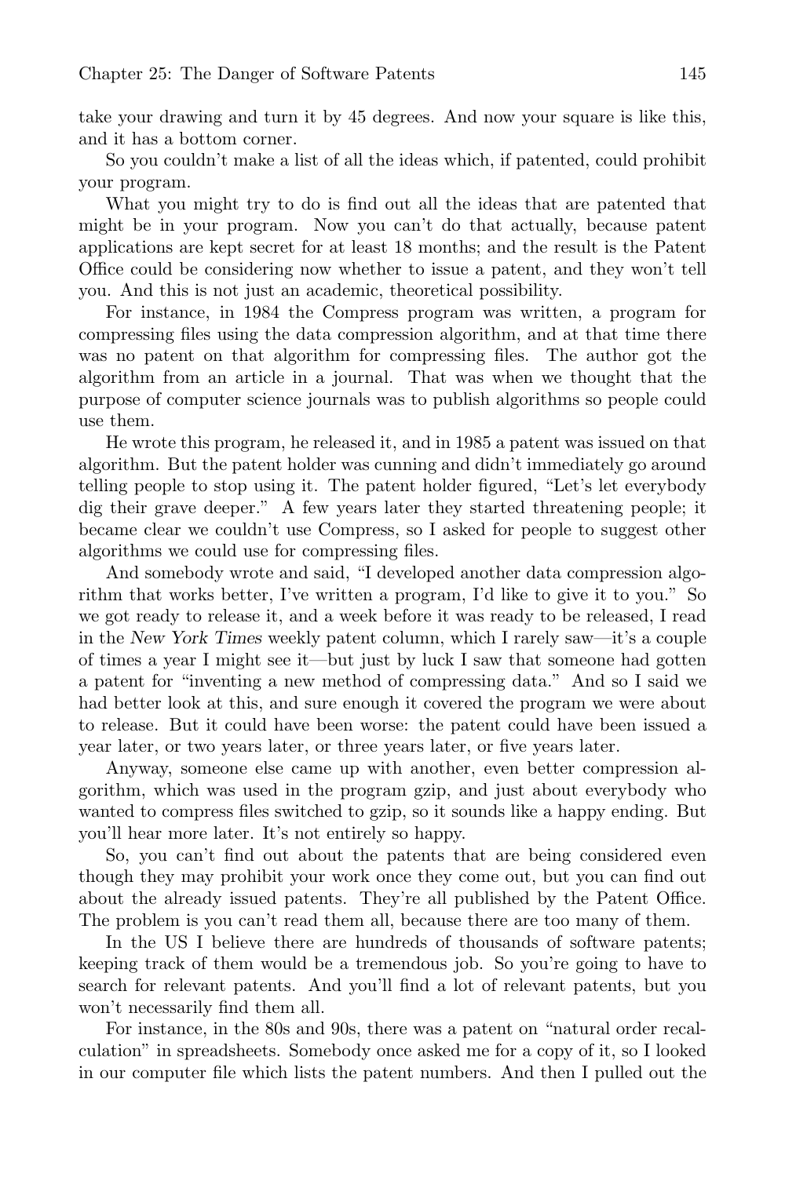take your drawing and turn it by 45 degrees. And now your square is like this, and it has a bottom corner.

So you couldn't make a list of all the ideas which, if patented, could prohibit your program.

What you might try to do is find out all the ideas that are patented that might be in your program. Now you can't do that actually, because patent applications are kept secret for at least 18 months; and the result is the Patent Office could be considering now whether to issue a patent, and they won't tell you. And this is not just an academic, theoretical possibility.

For instance, in 1984 the Compress program was written, a program for compressing files using the data compression algorithm, and at that time there was no patent on that algorithm for compressing files. The author got the algorithm from an article in a journal. That was when we thought that the purpose of computer science journals was to publish algorithms so people could use them.

He wrote this program, he released it, and in 1985 a patent was issued on that algorithm. But the patent holder was cunning and didn't immediately go around telling people to stop using it. The patent holder figured, "Let's let everybody dig their grave deeper." A few years later they started threatening people; it became clear we couldn't use Compress, so I asked for people to suggest other algorithms we could use for compressing files.

And somebody wrote and said, "I developed another data compression algorithm that works better, I've written a program, I'd like to give it to you." So we got ready to release it, and a week before it was ready to be released, I read in the *New York Times* weekly patent column, which I rarely saw—it's a couple of times a year I might see it—but just by luck I saw that someone had gotten a patent for "inventing a new method of compressing data." And so I said we had better look at this, and sure enough it covered the program we were about to release. But it could have been worse: the patent could have been issued a year later, or two years later, or three years later, or five years later.

Anyway, someone else came up with another, even better compression algorithm, which was used in the program gzip, and just about everybody who wanted to compress files switched to gzip, so it sounds like a happy ending. But you'll hear more later. It's not entirely so happy.

So, you can't find out about the patents that are being considered even though they may prohibit your work once they come out, but you can find out about the already issued patents. They're all published by the Patent Office. The problem is you can't read them all, because there are too many of them.

In the US I believe there are hundreds of thousands of software patents; keeping track of them would be a tremendous job. So you're going to have to search for relevant patents. And you'll find a lot of relevant patents, but you won't necessarily find them all.

For instance, in the 80s and 90s, there was a patent on "natural order recalculation" in spreadsheets. Somebody once asked me for a copy of it, so I looked in our computer file which lists the patent numbers. And then I pulled out the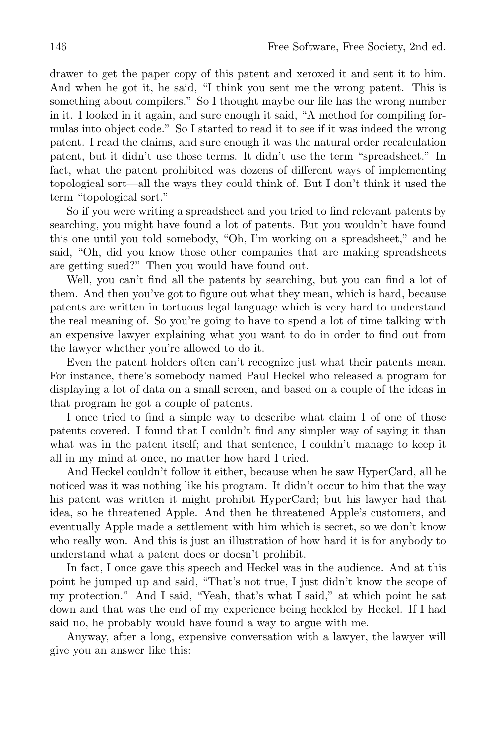drawer to get the paper copy of this patent and xeroxed it and sent it to him. And when he got it, he said, "I think you sent me the wrong patent. This is something about compilers." So I thought maybe our file has the wrong number in it. I looked in it again, and sure enough it said, "A method for compiling formulas into object code." So I started to read it to see if it was indeed the wrong patent. I read the claims, and sure enough it was the natural order recalculation patent, but it didn't use those terms. It didn't use the term "spreadsheet." In fact, what the patent prohibited was dozens of different ways of implementing topological sort—all the ways they could think of. But I don't think it used the term "topological sort."

So if you were writing a spreadsheet and you tried to find relevant patents by searching, you might have found a lot of patents. But you wouldn't have found this one until you told somebody, "Oh, I'm working on a spreadsheet," and he said, "Oh, did you know those other companies that are making spreadsheets are getting sued?" Then you would have found out.

Well, you can't find all the patents by searching, but you can find a lot of them. And then you've got to figure out what they mean, which is hard, because patents are written in tortuous legal language which is very hard to understand the real meaning of. So you're going to have to spend a lot of time talking with an expensive lawyer explaining what you want to do in order to find out from the lawyer whether you're allowed to do it.

Even the patent holders often can't recognize just what their patents mean. For instance, there's somebody named Paul Heckel who released a program for displaying a lot of data on a small screen, and based on a couple of the ideas in that program he got a couple of patents.

I once tried to find a simple way to describe what claim 1 of one of those patents covered. I found that I couldn't find any simpler way of saying it than what was in the patent itself; and that sentence, I couldn't manage to keep it all in my mind at once, no matter how hard I tried.

And Heckel couldn't follow it either, because when he saw HyperCard, all he noticed was it was nothing like his program. It didn't occur to him that the way his patent was written it might prohibit HyperCard; but his lawyer had that idea, so he threatened Apple. And then he threatened Apple's customers, and eventually Apple made a settlement with him which is secret, so we don't know who really won. And this is just an illustration of how hard it is for anybody to understand what a patent does or doesn't prohibit.

In fact, I once gave this speech and Heckel was in the audience. And at this point he jumped up and said, "That's not true, I just didn't know the scope of my protection." And I said, "Yeah, that's what I said," at which point he sat down and that was the end of my experience being heckled by Heckel. If I had said no, he probably would have found a way to argue with me.

Anyway, after a long, expensive conversation with a lawyer, the lawyer will give you an answer like this: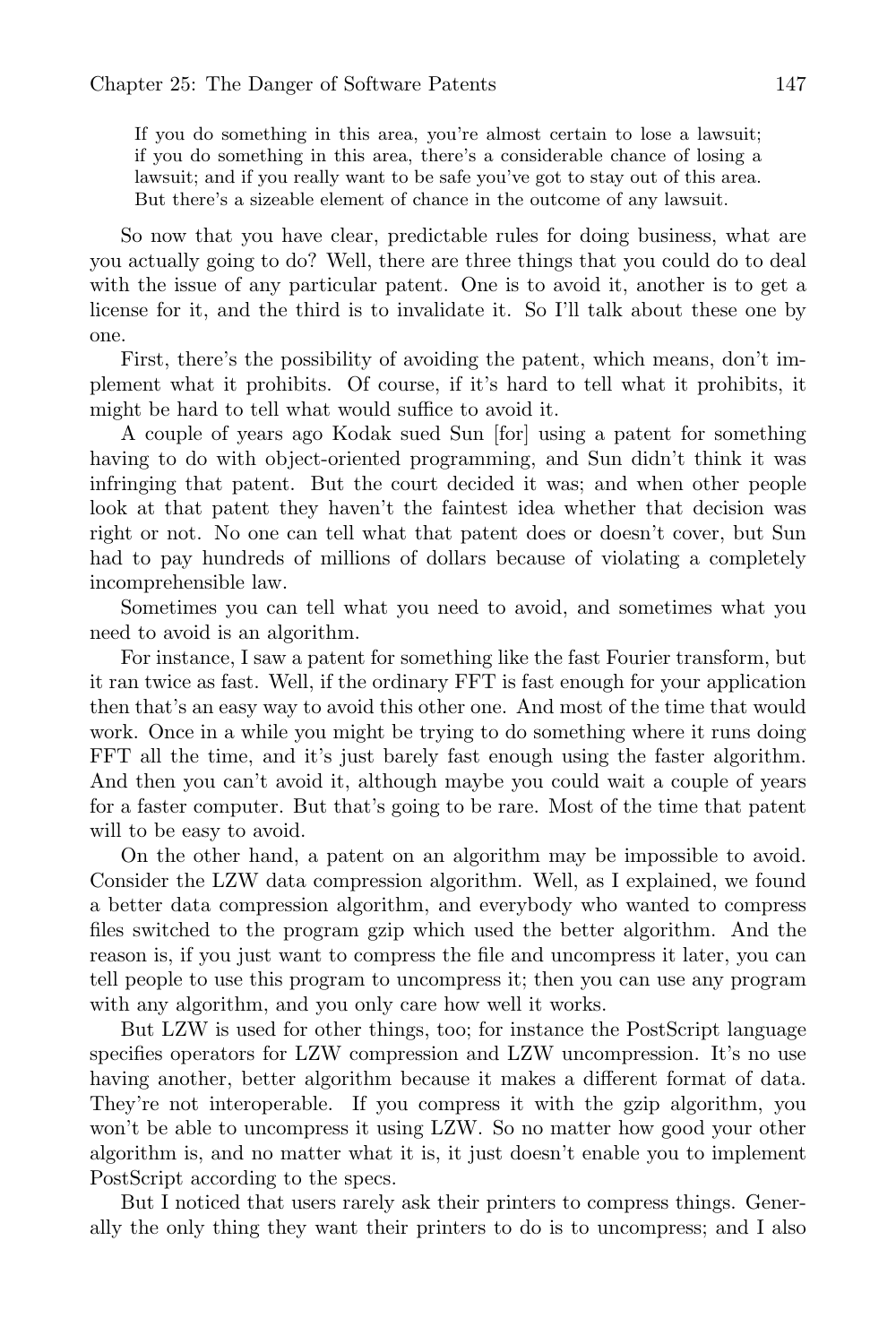> If you do something in this area, you're almost certain to lose a lawsuit; if you do something in this area, there's a considerable chance of losing a lawsuit; and if you really want to be safe you've got to stay out of this area. But there's a sizeable element of chance in the outcome of any lawsuit.

So now that you have clear, predictable rules for doing business, what are you actually going to do? Well, there are three things that you could do to deal with the issue of any particular patent. One is to avoid it, another is to get a license for it, and the third is to invalidate it. So I'll talk about these one by one.

First, there's the possibility of avoiding the patent, which means, don't implement what it prohibits. Of course, if it's hard to tell what it prohibits, it might be hard to tell what would suffice to avoid it.

A couple of years ago Kodak sued Sun [for] using a patent for something having to do with object-oriented programming, and Sun didn't think it was infringing that patent. But the court decided it was; and when other people look at that patent they haven't the faintest idea whether that decision was right or not. No one can tell what that patent does or doesn't cover, but Sun had to pay hundreds of millions of dollars because of violating a completely incomprehensible law.

Sometimes you can tell what you need to avoid, and sometimes what you need to avoid is an algorithm.

For instance, I saw a patent for something like the fast Fourier transform, but it ran twice as fast. Well, if the ordinary FFT is fast enough for your application then that's an easy way to avoid this other one. And most of the time that would work. Once in a while you might be trying to do something where it runs doing FFT all the time, and it's just barely fast enough using the faster algorithm. And then you can't avoid it, although maybe you could wait a couple of years for a faster computer. But that's going to be rare. Most of the time that patent will to be easy to avoid.

On the other hand, a patent on an algorithm may be impossible to avoid. Consider the LZW data compression algorithm. Well, as I explained, we found a better data compression algorithm, and everybody who wanted to compress files switched to the program gzip which used the better algorithm. And the reason is, if you just want to compress the file and uncompress it later, you can tell people to use this program to uncompress it; then you can use any program with any algorithm, and you only care how well it works.

But LZW is used for other things, too; for instance the PostScript language specifies operators for LZW compression and LZW uncompression. It's no use having another, better algorithm because it makes a different format of data. They're not interoperable. If you compress it with the gzip algorithm, you won't be able to uncompress it using LZW. So no matter how good your other algorithm is, and no matter what it is, it just doesn't enable you to implement PostScript according to the specs.

But I noticed that users rarely ask their printers to compress things. Generally the only thing they want their printers to do is to uncompress; and I also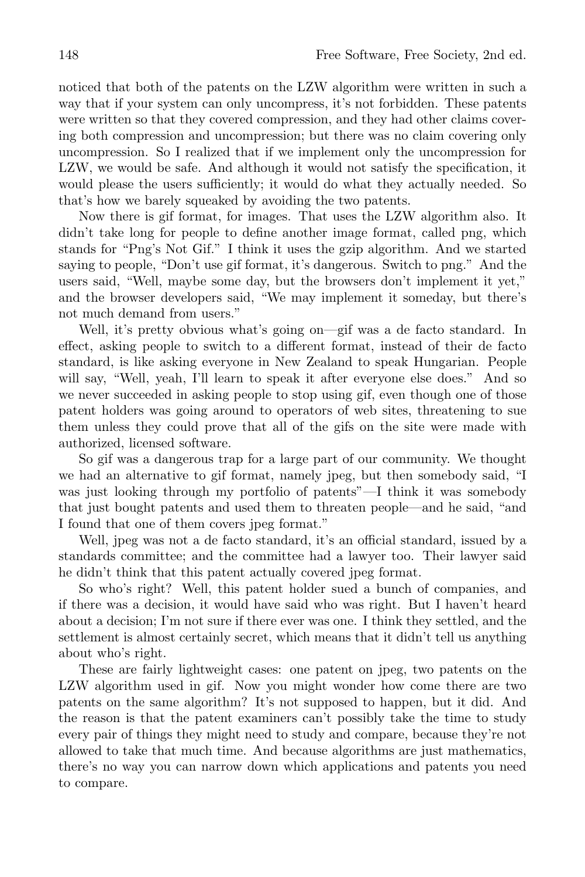noticed that both of the patents on the LZW algorithm were written in such a way that if your system can only uncompress, it's not forbidden. These patents were written so that they covered compression, and they had other claims covering both compression and uncompression; but there was no claim covering only uncompression. So I realized that if we implement only the uncompression for LZW, we would be safe. And although it would not satisfy the specification, it would please the users sufficiently; it would do what they actually needed. So that's how we barely squeaked by avoiding the two patents.

Now there is gif format, for images. That uses the LZW algorithm also. It didn't take long for people to define another image format, called png, which stands for "Png's Not Gif." I think it uses the gzip algorithm. And we started saying to people, "Don't use gif format, it's dangerous. Switch to png." And the users said, "Well, maybe some day, but the browsers don't implement it yet," and the browser developers said, "We may implement it someday, but there's not much demand from users."

Well, it's pretty obvious what's going on—gif was a de facto standard. In effect, asking people to switch to a different format, instead of their de facto standard, is like asking everyone in New Zealand to speak Hungarian. People will say, "Well, yeah, I'll learn to speak it after everyone else does." And so we never succeeded in asking people to stop using gif, even though one of those patent holders was going around to operators of web sites, threatening to sue them unless they could prove that all of the gifs on the site were made with authorized, licensed software.

So gif was a dangerous trap for a large part of our community. We thought we had an alternative to gif format, namely jpeg, but then somebody said, "I was just looking through my portfolio of patents"—I think it was somebody that just bought patents and used them to threaten people—and he said, "and I found that one of them covers jpeg format."

Well, jpeg was not a de facto standard, it's an official standard, issued by a standards committee; and the committee had a lawyer too. Their lawyer said he didn't think that this patent actually covered jpeg format.

So who's right? Well, this patent holder sued a bunch of companies, and if there was a decision, it would have said who was right. But I haven't heard about a decision; I'm not sure if there ever was one. I think they settled, and the settlement is almost certainly secret, which means that it didn't tell us anything about who's right.

These are fairly lightweight cases: one patent on jpeg, two patents on the LZW algorithm used in gif. Now you might wonder how come there are two patents on the same algorithm? It's not supposed to happen, but it did. And the reason is that the patent examiners can't possibly take the time to study every pair of things they might need to study and compare, because they're not allowed to take that much time. And because algorithms are just mathematics, there's no way you can narrow down which applications and patents you need to compare.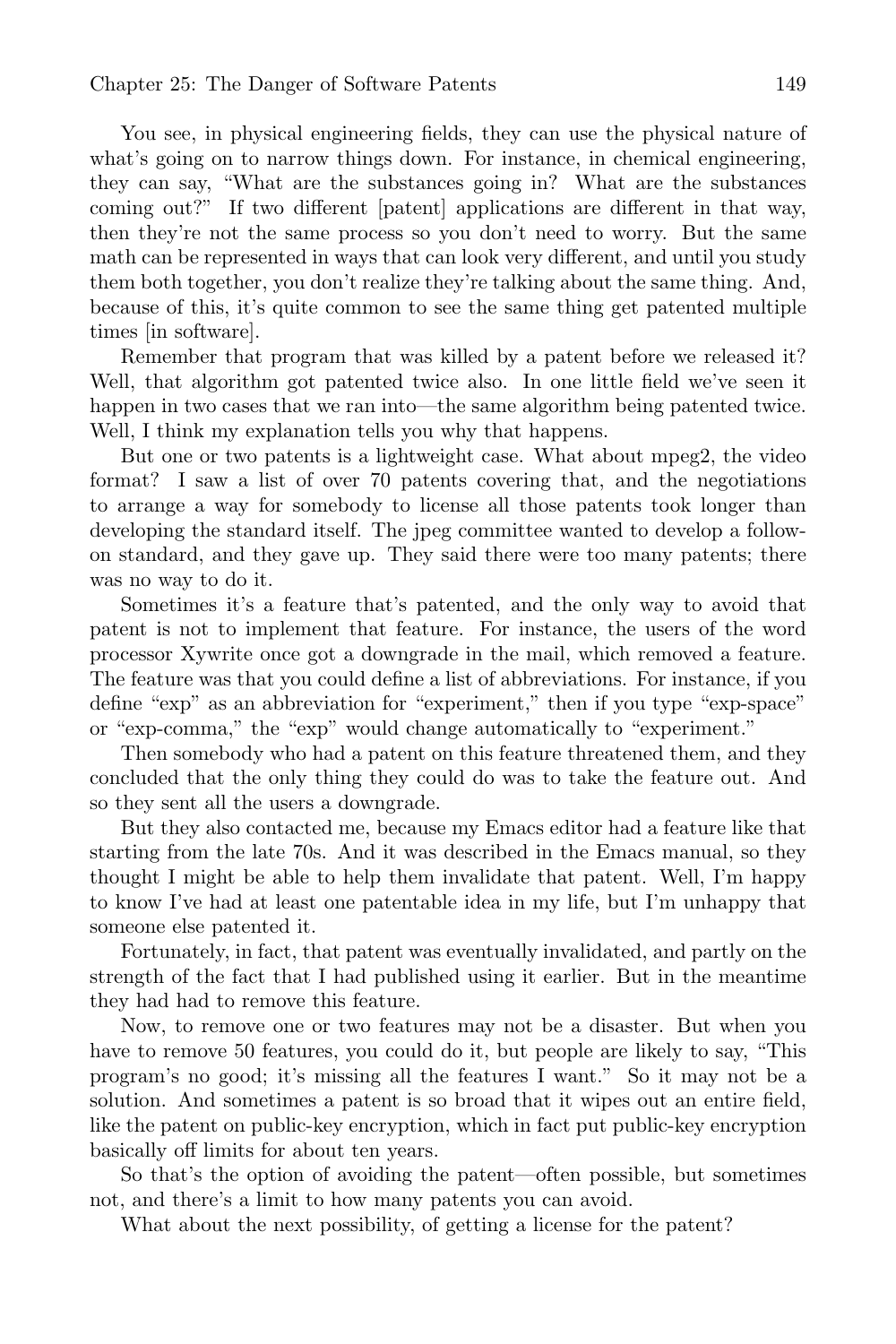You see, in physical engineering fields, they can use the physical nature of what's going on to narrow things down. For instance, in chemical engineering, they can say, "What are the substances going in? What are the substances coming out?" If two different [patent] applications are different in that way, then they're not the same process so you don't need to worry. But the same math can be represented in ways that can look very different, and until you study them both together, you don't realize they're talking about the same thing. And, because of this, it's quite common to see the same thing get patented multiple times [in software].

Remember that program that was killed by a patent before we released it? Well, that algorithm got patented twice also. In one little field we've seen it happen in two cases that we ran into—the same algorithm being patented twice. Well, I think my explanation tells you why that happens.

But one or two patents is a lightweight case. What about mpeg2, the video format? I saw a list of over 70 patents covering that, and the negotiations to arrange a way for somebody to license all those patents took longer than developing the standard itself. The jpeg committee wanted to develop a follow-on standard, and they gave up. They said there were too many patents; there was no way to do it.

Sometimes it's a feature that's patented, and the only way to avoid that patent is not to implement that feature. For instance, the users of the word processor Xywrite once got a downgrade in the mail, which removed a feature. The feature was that you could define a list of abbreviations. For instance, if you define "exp" as an abbreviation for "experiment," then if you type "exp-space" or "exp-comma," the "exp" would change automatically to "experiment."

Then somebody who had a patent on this feature threatened them, and they concluded that the only thing they could do was to take the feature out. And so they sent all the users a downgrade.

But they also contacted me, because my Emacs editor had a feature like that starting from the late 70s. And it was described in the Emacs manual, so they thought I might be able to help them invalidate that patent. Well, I'm happy to know I've had at least one patentable idea in my life, but I'm unhappy that someone else patented it.

Fortunately, in fact, that patent was eventually invalidated, and partly on the strength of the fact that I had published using it earlier. But in the meantime they had had to remove this feature.

Now, to remove one or two features may not be a disaster. But when you have to remove 50 features, you could do it, but people are likely to say, "This program's no good; it's missing all the features I want." So it may not be a solution. And sometimes a patent is so broad that it wipes out an entire field, like the patent on public-key encryption, which in fact put public-key encryption basically off limits for about ten years.

So that's the option of avoiding the patent—often possible, but sometimes not, and there's a limit to how many patents you can avoid.

What about the next possibility, of getting a license for the patent?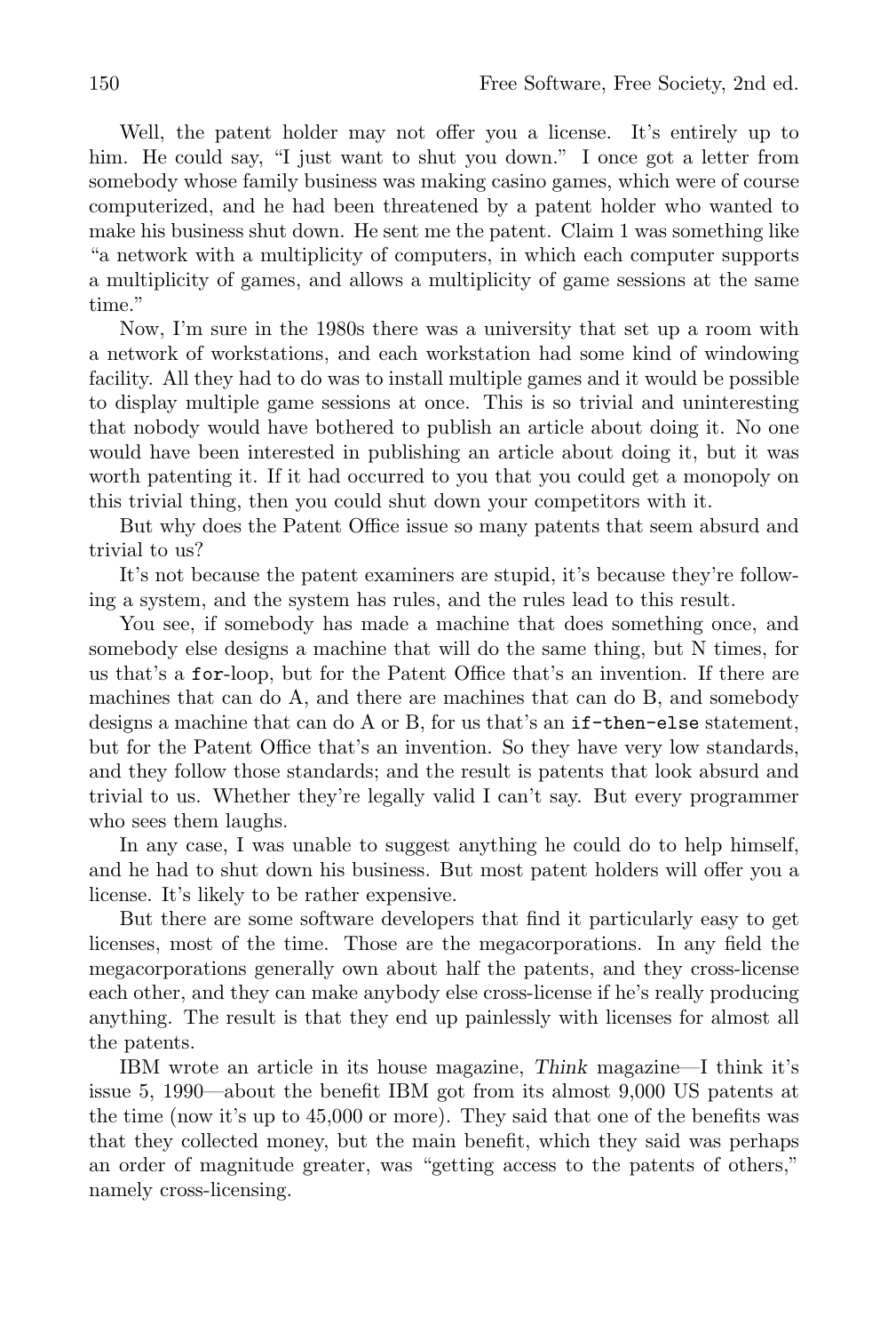Well, the patent holder may not offer you a license. It's entirely up to him. He could say, "I just want to shut you down." I once got a letter from somebody whose family business was making casino games, which were of course computerized, and he had been threatened by a patent holder who wanted to make his business shut down. He sent me the patent. Claim 1 was something like "a network with a multiplicity of computers, in which each computer supports a multiplicity of games, and allows a multiplicity of game sessions at the same time."

Now, I'm sure in the 1980s there was a university that set up a room with a network of workstations, and each workstation had some kind of windowing facility. All they had to do was to install multiple games and it would be possible to display multiple game sessions at once. This is so trivial and uninteresting that nobody would have bothered to publish an article about doing it. No one would have been interested in publishing an article about doing it, but it was worth patenting it. If it had occurred to you that you could get a monopoly on this trivial thing, then you could shut down your competitors with it.

But why does the Patent Office issue so many patents that seem absurd and trivial to us?

It's not because the patent examiners are stupid, it's because they're following a system, and the system has rules, and the rules lead to this result.

You see, if somebody has made a machine that does something once, and somebody else designs a machine that will do the same thing, but N times, for us that's a `for`-loop, but for the Patent Office that's an invention. If there are machines that can do A, and there are machines that can do B, and somebody designs a machine that can do A or B, for us that's an `if-then-else` statement, but for the Patent Office that's an invention. So they have very low standards, and they follow those standards; and the result is patents that look absurd and trivial to us. Whether they're legally valid I can't say. But every programmer who sees them laughs.

In any case, I was unable to suggest anything he could do to help himself, and he had to shut down his business. But most patent holders will offer you a license. It's likely to be rather expensive.

But there are some software developers that find it particularly easy to get licenses, most of the time. Those are the megacorporations. In any field the megacorporations generally own about half the patents, and they cross-license each other, and they can make anybody else cross-license if he's really producing anything. The result is that they end up painlessly with licenses for almost all the patents.

IBM wrote an article in its house magazine, *Think* magazine—I think it's issue 5, 1990—about the benefit IBM got from its almost 9,000 US patents at the time (now it's up to 45,000 or more). They said that one of the benefits was that they collected money, but the main benefit, which they said was perhaps an order of magnitude greater, was "getting access to the patents of others," namely cross-licensing.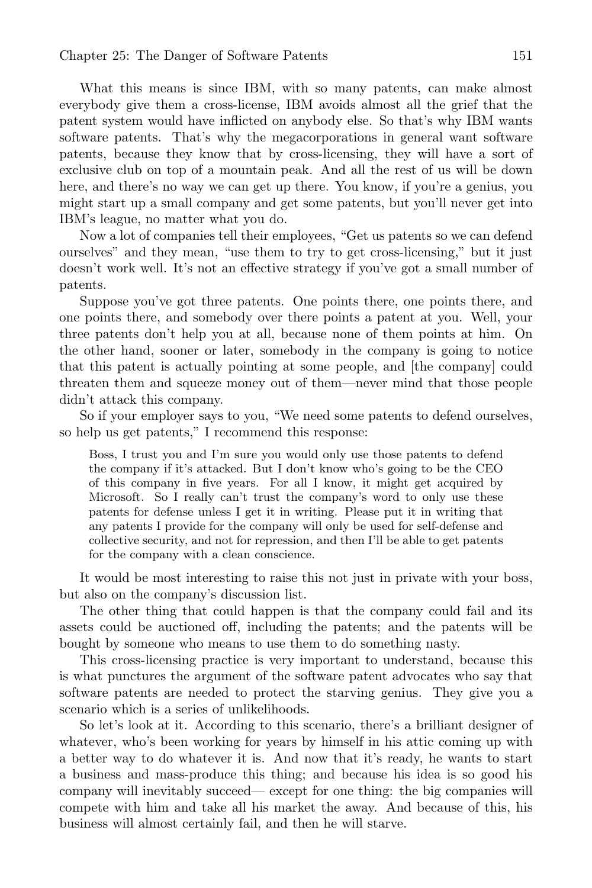What this means is since IBM, with so many patents, can make almost everybody give them a cross-license, IBM avoids almost all the grief that the patent system would have inflicted on anybody else. So that's why IBM wants software patents. That's why the megacorporations in general want software patents, because they know that by cross-licensing, they will have a sort of exclusive club on top of a mountain peak. And all the rest of us will be down here, and there's no way we can get up there. You know, if you're a genius, you might start up a small company and get some patents, but you'll never get into IBM's league, no matter what you do.

Now a lot of companies tell their employees, "Get us patents so we can defend ourselves" and they mean, "use them to try to get cross-licensing," but it just doesn't work well. It's not an effective strategy if you've got a small number of patents.

Suppose you've got three patents. One points there, one points there, and one points there, and somebody over there points a patent at you. Well, your three patents don't help you at all, because none of them points at him. On the other hand, sooner or later, somebody in the company is going to notice that this patent is actually pointing at some people, and [the company] could threaten them and squeeze money out of them—never mind that those people didn't attack this company.

So if your employer says to you, "We need some patents to defend ourselves, so help us get patents," I recommend this response:

> Boss, I trust you and I'm sure you would only use those patents to defend the company if it's attacked. But I don't know who's going to be the CEO of this company in five years. For all I know, it might get acquired by Microsoft. So I really can't trust the company's word to only use these patents for defense unless I get it in writing. Please put it in writing that any patents I provide for the company will only be used for self-defense and collective security, and not for repression, and then I'll be able to get patents for the company with a clean conscience.

It would be most interesting to raise this not just in private with your boss, but also on the company's discussion list.

The other thing that could happen is that the company could fail and its assets could be auctioned off, including the patents; and the patents will be bought by someone who means to use them to do something nasty.

This cross-licensing practice is very important to understand, because this is what punctures the argument of the software patent advocates who say that software patents are needed to protect the starving genius. They give you a scenario which is a series of unlikelihoods.

So let's look at it. According to this scenario, there's a brilliant designer of whatever, who's been working for years by himself in his attic coming up with a better way to do whatever it is. And now that it's ready, he wants to start a business and mass-produce this thing; and because his idea is so good his company will inevitably succeed— except for one thing: the big companies will compete with him and take all his market the away. And because of this, his business will almost certainly fail, and then he will starve.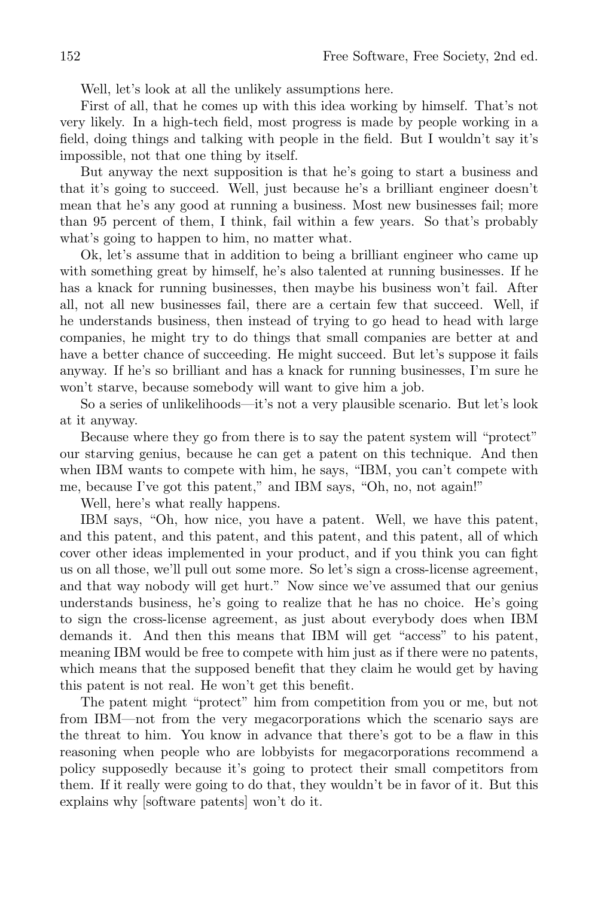Well, let's look at all the unlikely assumptions here.

First of all, that he comes up with this idea working by himself. That's not very likely. In a high-tech field, most progress is made by people working in a field, doing things and talking with people in the field. But I wouldn't say it's impossible, not that one thing by itself.

But anyway the next supposition is that he's going to start a business and that it's going to succeed. Well, just because he's a brilliant engineer doesn't mean that he's any good at running a business. Most new businesses fail; more than 95 percent of them, I think, fail within a few years. So that's probably what's going to happen to him, no matter what.

Ok, let's assume that in addition to being a brilliant engineer who came up with something great by himself, he's also talented at running businesses. If he has a knack for running businesses, then maybe his business won't fail. After all, not all new businesses fail, there are a certain few that succeed. Well, if he understands business, then instead of trying to go head to head with large companies, he might try to do things that small companies are better at and have a better chance of succeeding. He might succeed. But let's suppose it fails anyway. If he's so brilliant and has a knack for running businesses, I'm sure he won't starve, because somebody will want to give him a job.

So a series of unlikelihoods—it's not a very plausible scenario. But let's look at it anyway.

Because where they go from there is to say the patent system will "protect" our starving genius, because he can get a patent on this technique. And then when IBM wants to compete with him, he says, "IBM, you can't compete with me, because I've got this patent," and IBM says, "Oh, no, not again!"

Well, here's what really happens.

IBM says, "Oh, how nice, you have a patent. Well, we have this patent, and this patent, and this patent, and this patent, and this patent, all of which cover other ideas implemented in your product, and if you think you can fight us on all those, we'll pull out some more. So let's sign a cross-license agreement, and that way nobody will get hurt." Now since we've assumed that our genius understands business, he's going to realize that he has no choice. He's going to sign the cross-license agreement, as just about everybody does when IBM demands it. And then this means that IBM will get "access" to his patent, meaning IBM would be free to compete with him just as if there were no patents, which means that the supposed benefit that they claim he would get by having this patent is not real. He won't get this benefit.

The patent might "protect" him from competition from you or me, but not from IBM—not from the very megacorporations which the scenario says are the threat to him. You know in advance that there's got to be a flaw in this reasoning when people who are lobbyists for megacorporations recommend a policy supposedly because it's going to protect their small competitors from them. If it really were going to do that, they wouldn't be in favor of it. But this explains why [software patents] won't do it.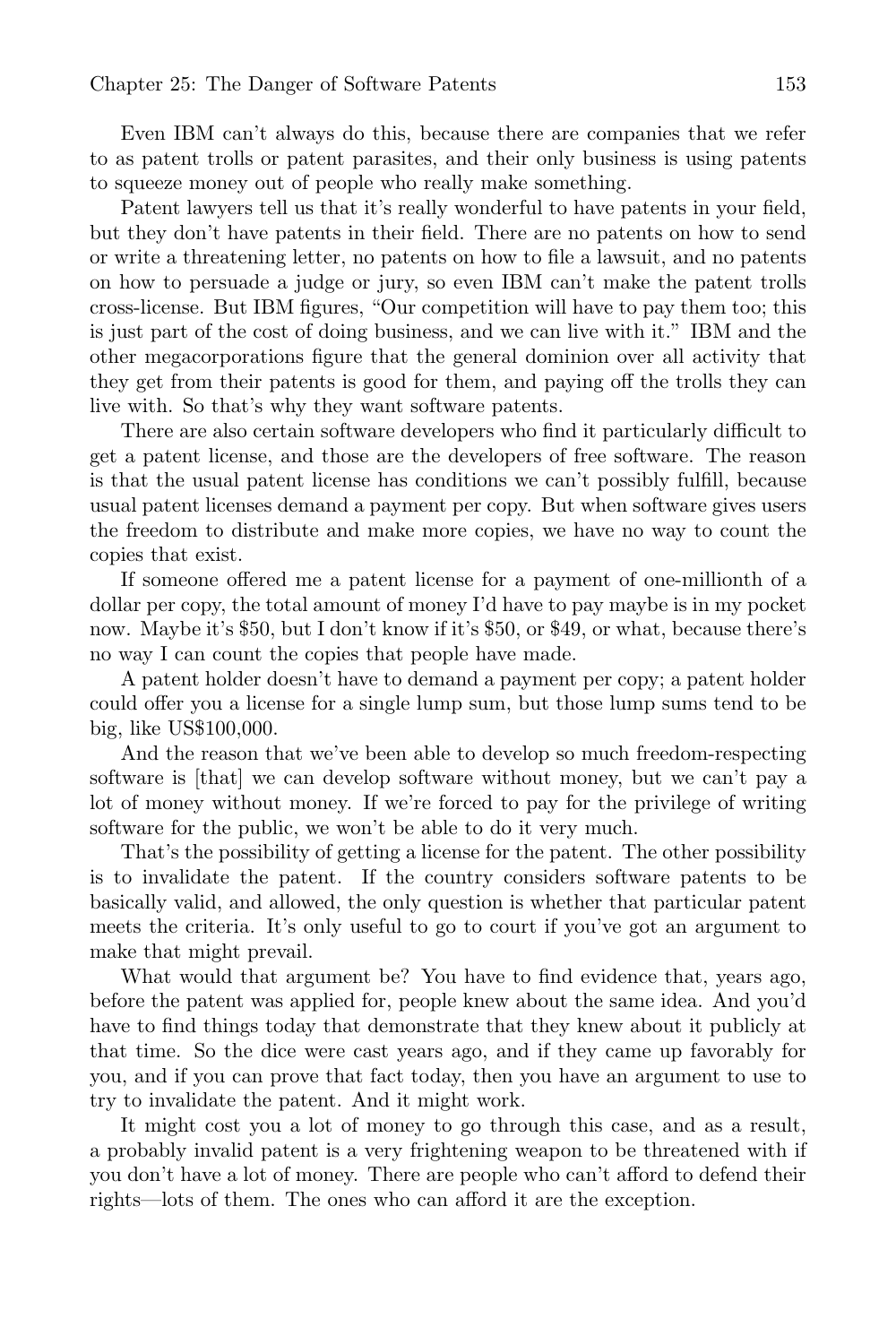Even IBM can't always do this, because there are companies that we refer to as patent trolls or patent parasites, and their only business is using patents to squeeze money out of people who really make something.

Patent lawyers tell us that it's really wonderful to have patents in your field, but they don't have patents in their field. There are no patents on how to send or write a threatening letter, no patents on how to file a lawsuit, and no patents on how to persuade a judge or jury, so even IBM can't make the patent trolls cross-license. But IBM figures, "Our competition will have to pay them too; this is just part of the cost of doing business, and we can live with it." IBM and the other megacorporations figure that the general dominion over all activity that they get from their patents is good for them, and paying off the trolls they can live with. So that's why they want software patents.

There are also certain software developers who find it particularly difficult to get a patent license, and those are the developers of free software. The reason is that the usual patent license has conditions we can't possibly fulfill, because usual patent licenses demand a payment per copy. But when software gives users the freedom to distribute and make more copies, we have no way to count the copies that exist.

If someone offered me a patent license for a payment of one-millionth of a dollar per copy, the total amount of money I'd have to pay maybe is in my pocket now. Maybe it's $50, but I don't know if it's $50, or $49, or what, because there's no way I can count the copies that people have made.

A patent holder doesn't have to demand a payment per copy; a patent holder could offer you a license for a single lump sum, but those lump sums tend to be big, like US$100,000.

And the reason that we've been able to develop so much freedom-respecting software is [that] we can develop software without money, but we can't pay a lot of money without money. If we're forced to pay for the privilege of writing software for the public, we won't be able to do it very much.

That's the possibility of getting a license for the patent. The other possibility is to invalidate the patent. If the country considers software patents to be basically valid, and allowed, the only question is whether that particular patent meets the criteria. It's only useful to go to court if you've got an argument to make that might prevail.

What would that argument be? You have to find evidence that, years ago, before the patent was applied for, people knew about the same idea. And you'd have to find things today that demonstrate that they knew about it publicly at that time. So the dice were cast years ago, and if they came up favorably for you, and if you can prove that fact today, then you have an argument to use to try to invalidate the patent. And it might work.

It might cost you a lot of money to go through this case, and as a result, a probably invalid patent is a very frightening weapon to be threatened with if you don't have a lot of money. There are people who can't afford to defend their rights—lots of them. The ones who can afford it are the exception.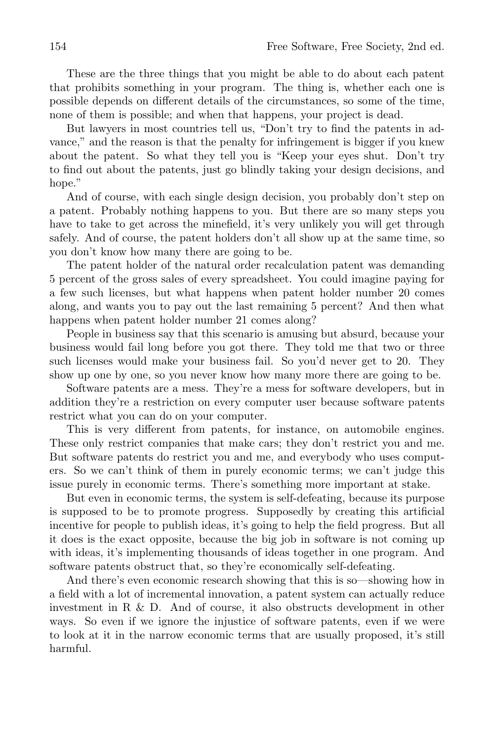These are the three things that you might be able to do about each patent that prohibits something in your program. The thing is, whether each one is possible depends on different details of the circumstances, so some of the time, none of them is possible; and when that happens, your project is dead.

But lawyers in most countries tell us, "Don't try to find the patents in advance," and the reason is that the penalty for infringement is bigger if you knew about the patent. So what they tell you is "Keep your eyes shut. Don't try to find out about the patents, just go blindly taking your design decisions, and hope."

And of course, with each single design decision, you probably don't step on a patent. Probably nothing happens to you. But there are so many steps you have to take to get across the minefield, it's very unlikely you will get through safely. And of course, the patent holders don't all show up at the same time, so you don't know how many there are going to be.

The patent holder of the natural order recalculation patent was demanding 5 percent of the gross sales of every spreadsheet. You could imagine paying for a few such licenses, but what happens when patent holder number 20 comes along, and wants you to pay out the last remaining 5 percent? And then what happens when patent holder number 21 comes along?

People in business say that this scenario is amusing but absurd, because your business would fail long before you got there. They told me that two or three such licenses would make your business fail. So you'd never get to 20. They show up one by one, so you never know how many more there are going to be.

Software patents are a mess. They're a mess for software developers, but in addition they're a restriction on every computer user because software patents restrict what you can do on your computer.

This is very different from patents, for instance, on automobile engines. These only restrict companies that make cars; they don't restrict you and me. But software patents do restrict you and me, and everybody who uses computers. So we can't think of them in purely economic terms; we can't judge this issue purely in economic terms. There's something more important at stake.

But even in economic terms, the system is self-defeating, because its purpose is supposed to be to promote progress. Supposedly by creating this artificial incentive for people to publish ideas, it's going to help the field progress. But all it does is the exact opposite, because the big job in software is not coming up with ideas, it's implementing thousands of ideas together in one program. And software patents obstruct that, so they're economically self-defeating.

And there's even economic research showing that this is so—showing how in a field with a lot of incremental innovation, a patent system can actually reduce investment in R & D. And of course, it also obstructs development in other ways. So even if we ignore the injustice of software patents, even if we were to look at it in the narrow economic terms that are usually proposed, it's still harmful.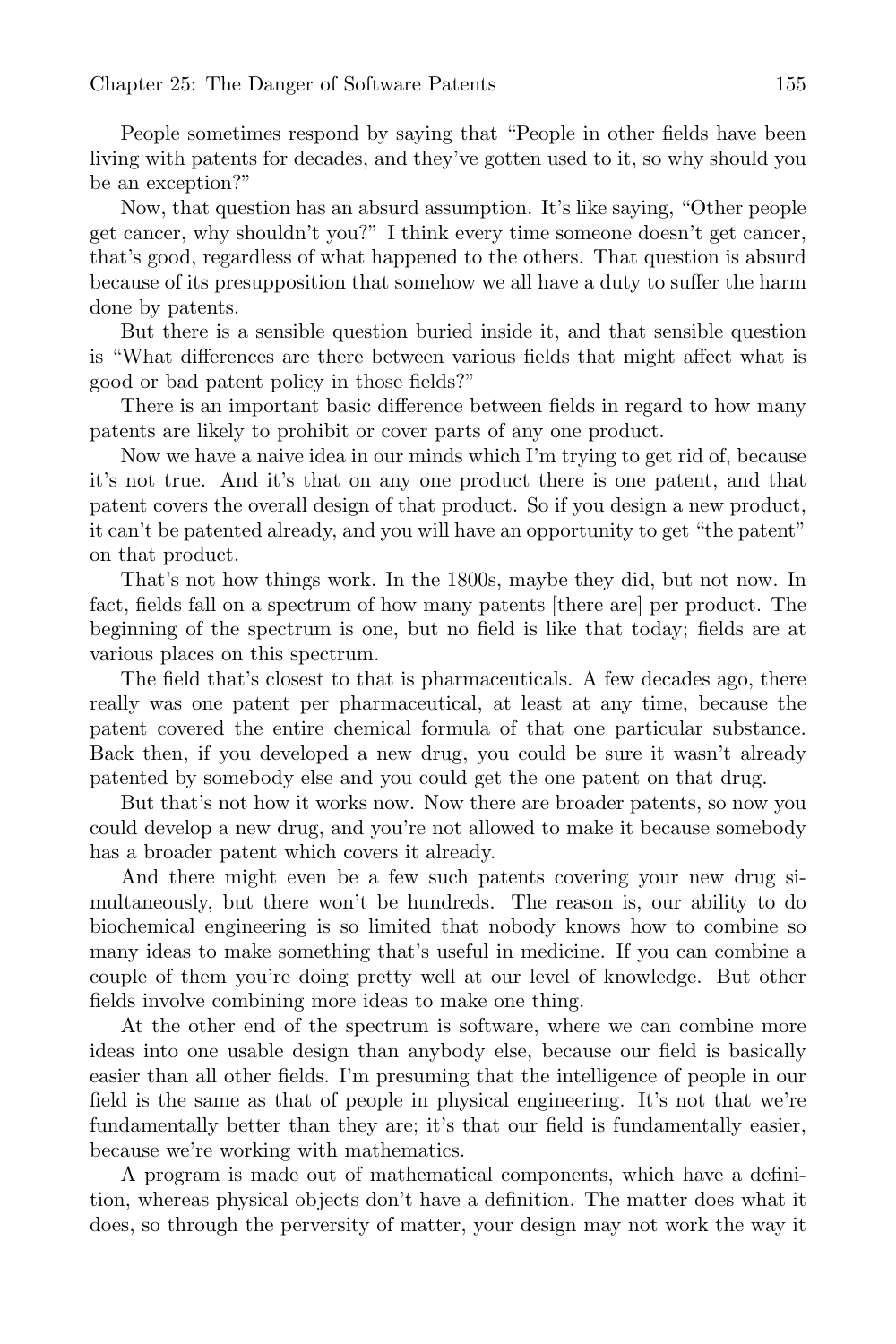People sometimes respond by saying that "People in other fields have been living with patents for decades, and they've gotten used to it, so why should you be an exception?"

Now, that question has an absurd assumption. It's like saying, "Other people get cancer, why shouldn't you?" I think every time someone doesn't get cancer, that's good, regardless of what happened to the others. That question is absurd because of its presupposition that somehow we all have a duty to suffer the harm done by patents.

But there is a sensible question buried inside it, and that sensible question is "What differences are there between various fields that might affect what is good or bad patent policy in those fields?"

There is an important basic difference between fields in regard to how many patents are likely to prohibit or cover parts of any one product.

Now we have a naive idea in our minds which I'm trying to get rid of, because it's not true. And it's that on any one product there is one patent, and that patent covers the overall design of that product. So if you design a new product, it can't be patented already, and you will have an opportunity to get "the patent" on that product.

That's not how things work. In the 1800s, maybe they did, but not now. In fact, fields fall on a spectrum of how many patents [there are] per product. The beginning of the spectrum is one, but no field is like that today; fields are at various places on this spectrum.

The field that's closest to that is pharmaceuticals. A few decades ago, there really was one patent per pharmaceutical, at least at any time, because the patent covered the entire chemical formula of that one particular substance. Back then, if you developed a new drug, you could be sure it wasn't already patented by somebody else and you could get the one patent on that drug.

But that's not how it works now. Now there are broader patents, so now you could develop a new drug, and you're not allowed to make it because somebody has a broader patent which covers it already.

And there might even be a few such patents covering your new drug simultaneously, but there won't be hundreds. The reason is, our ability to do biochemical engineering is so limited that nobody knows how to combine so many ideas to make something that's useful in medicine. If you can combine a couple of them you're doing pretty well at our level of knowledge. But other fields involve combining more ideas to make one thing.

At the other end of the spectrum is software, where we can combine more ideas into one usable design than anybody else, because our field is basically easier than all other fields. I'm presuming that the intelligence of people in our field is the same as that of people in physical engineering. It's not that we're fundamentally better than they are; it's that our field is fundamentally easier, because we're working with mathematics.

A program is made out of mathematical components, which have a definition, whereas physical objects don't have a definition. The matter does what it does, so through the perversity of matter, your design may not work the way it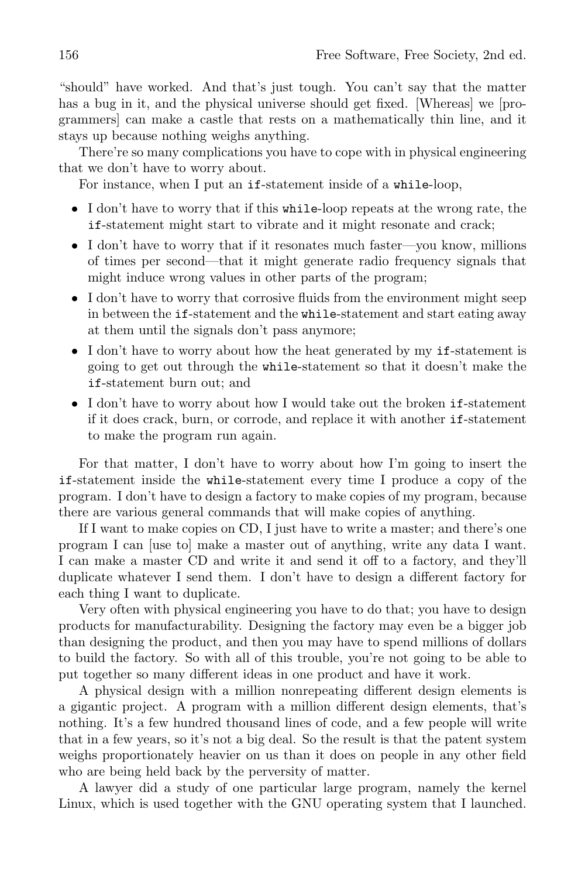"should" have worked. And that's just tough. You can't say that the matter has a bug in it, and the physical universe should get fixed. [Whereas] we [programmers] can make a castle that rests on a mathematically thin line, and it stays up because nothing weighs anything.

There're so many complications you have to cope with in physical engineering that we don't have to worry about.

For instance, when I put an `if`-statement inside of a `while`-loop,

- I don't have to worry that if this `while`-loop repeats at the wrong rate, the `if`-statement might start to vibrate and it might resonate and crack;
- I don't have to worry that if it resonates much faster—you know, millions of times per second—that it might generate radio frequency signals that might induce wrong values in other parts of the program;
- I don't have to worry that corrosive fluids from the environment might seep in between the `if`-statement and the `while`-statement and start eating away at them until the signals don't pass anymore;
- I don't have to worry about how the heat generated by my `if`-statement is going to get out through the `while`-statement so that it doesn't make the `if`-statement burn out; and
- I don't have to worry about how I would take out the broken `if`-statement if it does crack, burn, or corrode, and replace it with another `if`-statement to make the program run again.

For that matter, I don't have to worry about how I'm going to insert the `if`-statement inside the `while`-statement every time I produce a copy of the program. I don't have to design a factory to make copies of my program, because there are various general commands that will make copies of anything.

If I want to make copies on CD, I just have to write a master; and there's one program I can [use to] make a master out of anything, write any data I want. I can make a master CD and write it and send it off to a factory, and they'll duplicate whatever I send them. I don't have to design a different factory for each thing I want to duplicate.

Very often with physical engineering you have to do that; you have to design products for manufacturability. Designing the factory may even be a bigger job than designing the product, and then you may have to spend millions of dollars to build the factory. So with all of this trouble, you're not going to be able to put together so many different ideas in one product and have it work.

A physical design with a million nonrepeating different design elements is a gigantic project. A program with a million different design elements, that's nothing. It's a few hundred thousand lines of code, and a few people will write that in a few years, so it's not a big deal. So the result is that the patent system weighs proportionately heavier on us than it does on people in any other field who are being held back by the perversity of matter.

A lawyer did a study of one particular large program, namely the kernel Linux, which is used together with the GNU operating system that I launched.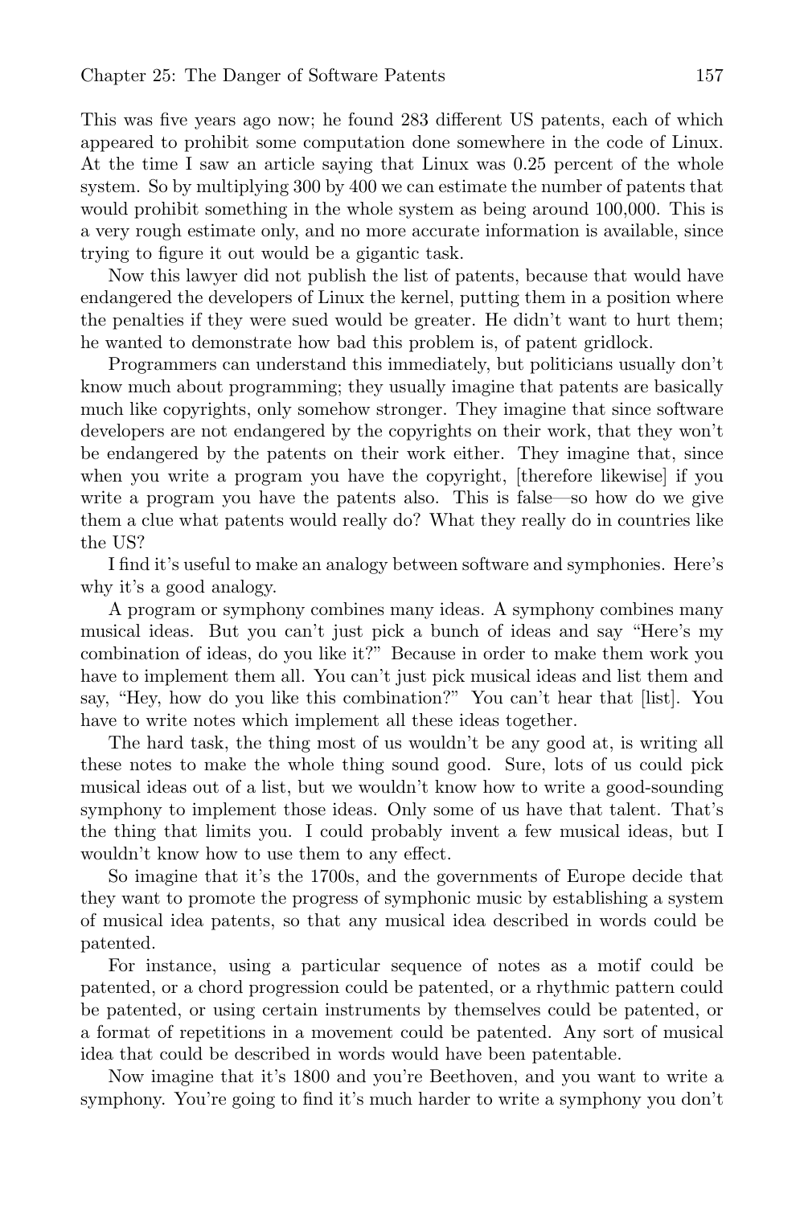This was five years ago now; he found 283 different US patents, each of which appeared to prohibit some computation done somewhere in the code of Linux. At the time I saw an article saying that Linux was 0.25 percent of the whole system. So by multiplying 300 by 400 we can estimate the number of patents that would prohibit something in the whole system as being around 100,000. This is a very rough estimate only, and no more accurate information is available, since trying to figure it out would be a gigantic task.

Now this lawyer did not publish the list of patents, because that would have endangered the developers of Linux the kernel, putting them in a position where the penalties if they were sued would be greater. He didn't want to hurt them; he wanted to demonstrate how bad this problem is, of patent gridlock.

Programmers can understand this immediately, but politicians usually don't know much about programming; they usually imagine that patents are basically much like copyrights, only somehow stronger. They imagine that since software developers are not endangered by the copyrights on their work, that they won't be endangered by the patents on their work either. They imagine that, since when you write a program you have the copyright, [therefore likewise] if you write a program you have the patents also. This is false—so how do we give them a clue what patents would really do? What they really do in countries like the US?

I find it's useful to make an analogy between software and symphonies. Here's why it's a good analogy.

A program or symphony combines many ideas. A symphony combines many musical ideas. But you can't just pick a bunch of ideas and say "Here's my combination of ideas, do you like it?" Because in order to make them work you have to implement them all. You can't just pick musical ideas and list them and say, "Hey, how do you like this combination?" You can't hear that [list]. You have to write notes which implement all these ideas together.

The hard task, the thing most of us wouldn't be any good at, is writing all these notes to make the whole thing sound good. Sure, lots of us could pick musical ideas out of a list, but we wouldn't know how to write a good-sounding symphony to implement those ideas. Only some of us have that talent. That's the thing that limits you. I could probably invent a few musical ideas, but I wouldn't know how to use them to any effect.

So imagine that it's the 1700s, and the governments of Europe decide that they want to promote the progress of symphonic music by establishing a system of musical idea patents, so that any musical idea described in words could be patented.

For instance, using a particular sequence of notes as a motif could be patented, or a chord progression could be patented, or a rhythmic pattern could be patented, or using certain instruments by themselves could be patented, or a format of repetitions in a movement could be patented. Any sort of musical idea that could be described in words would have been patentable.

Now imagine that it's 1800 and you're Beethoven, and you want to write a symphony. You're going to find it's much harder to write a symphony you don't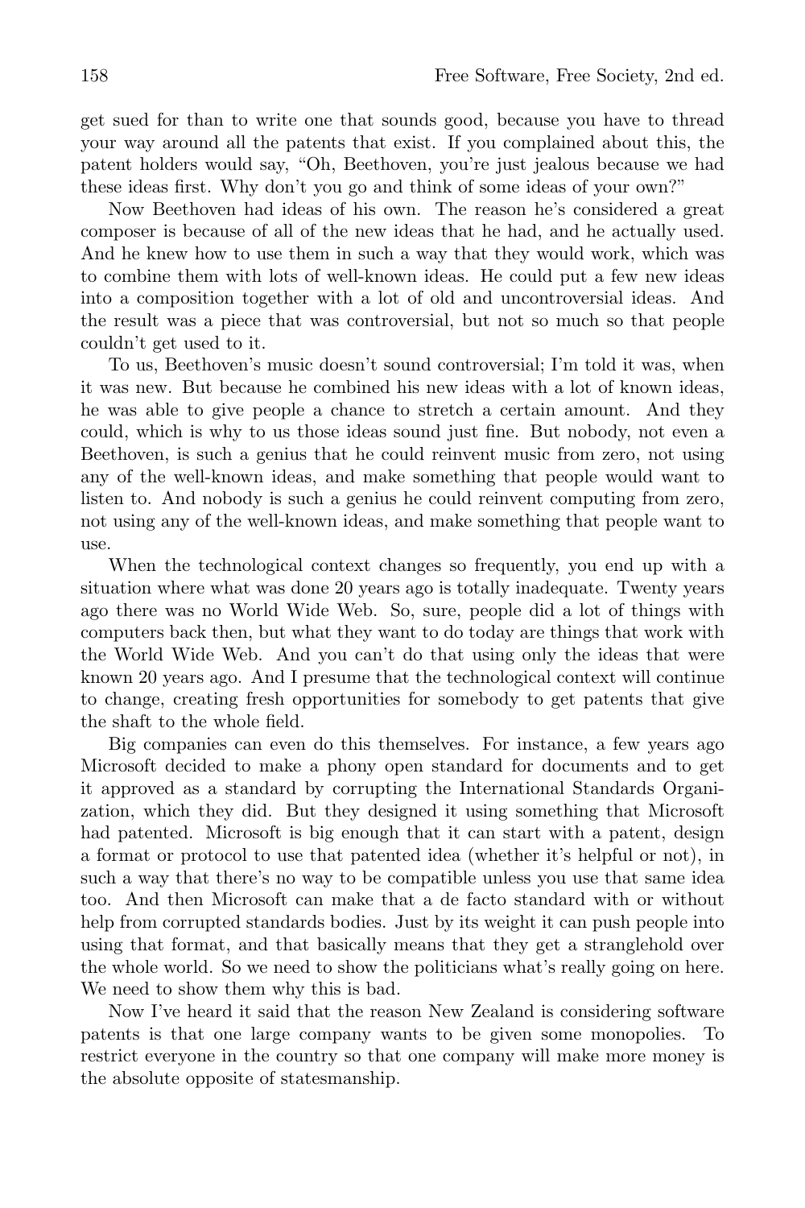get sued for than to write one that sounds good, because you have to thread your way around all the patents that exist. If you complained about this, the patent holders would say, "Oh, Beethoven, you're just jealous because we had these ideas first. Why don't you go and think of some ideas of your own?"

Now Beethoven had ideas of his own. The reason he's considered a great composer is because of all of the new ideas that he had, and he actually used. And he knew how to use them in such a way that they would work, which was to combine them with lots of well-known ideas. He could put a few new ideas into a composition together with a lot of old and uncontroversial ideas. And the result was a piece that was controversial, but not so much so that people couldn't get used to it.

To us, Beethoven's music doesn't sound controversial; I'm told it was, when it was new. But because he combined his new ideas with a lot of known ideas, he was able to give people a chance to stretch a certain amount. And they could, which is why to us those ideas sound just fine. But nobody, not even a Beethoven, is such a genius that he could reinvent music from zero, not using any of the well-known ideas, and make something that people would want to listen to. And nobody is such a genius he could reinvent computing from zero, not using any of the well-known ideas, and make something that people want to use.

When the technological context changes so frequently, you end up with a situation where what was done 20 years ago is totally inadequate. Twenty years ago there was no World Wide Web. So, sure, people did a lot of things with computers back then, but what they want to do today are things that work with the World Wide Web. And you can't do that using only the ideas that were known 20 years ago. And I presume that the technological context will continue to change, creating fresh opportunities for somebody to get patents that give the shaft to the whole field.

Big companies can even do this themselves. For instance, a few years ago Microsoft decided to make a phony open standard for documents and to get it approved as a standard by corrupting the International Standards Organization, which they did. But they designed it using something that Microsoft had patented. Microsoft is big enough that it can start with a patent, design a format or protocol to use that patented idea (whether it's helpful or not), in such a way that there's no way to be compatible unless you use that same idea too. And then Microsoft can make that a de facto standard with or without help from corrupted standards bodies. Just by its weight it can push people into using that format, and that basically means that they get a stranglehold over the whole world. So we need to show the politicians what's really going on here. We need to show them why this is bad.

Now I've heard it said that the reason New Zealand is considering software patents is that one large company wants to be given some monopolies. To restrict everyone in the country so that one company will make more money is the absolute opposite of statesmanship.